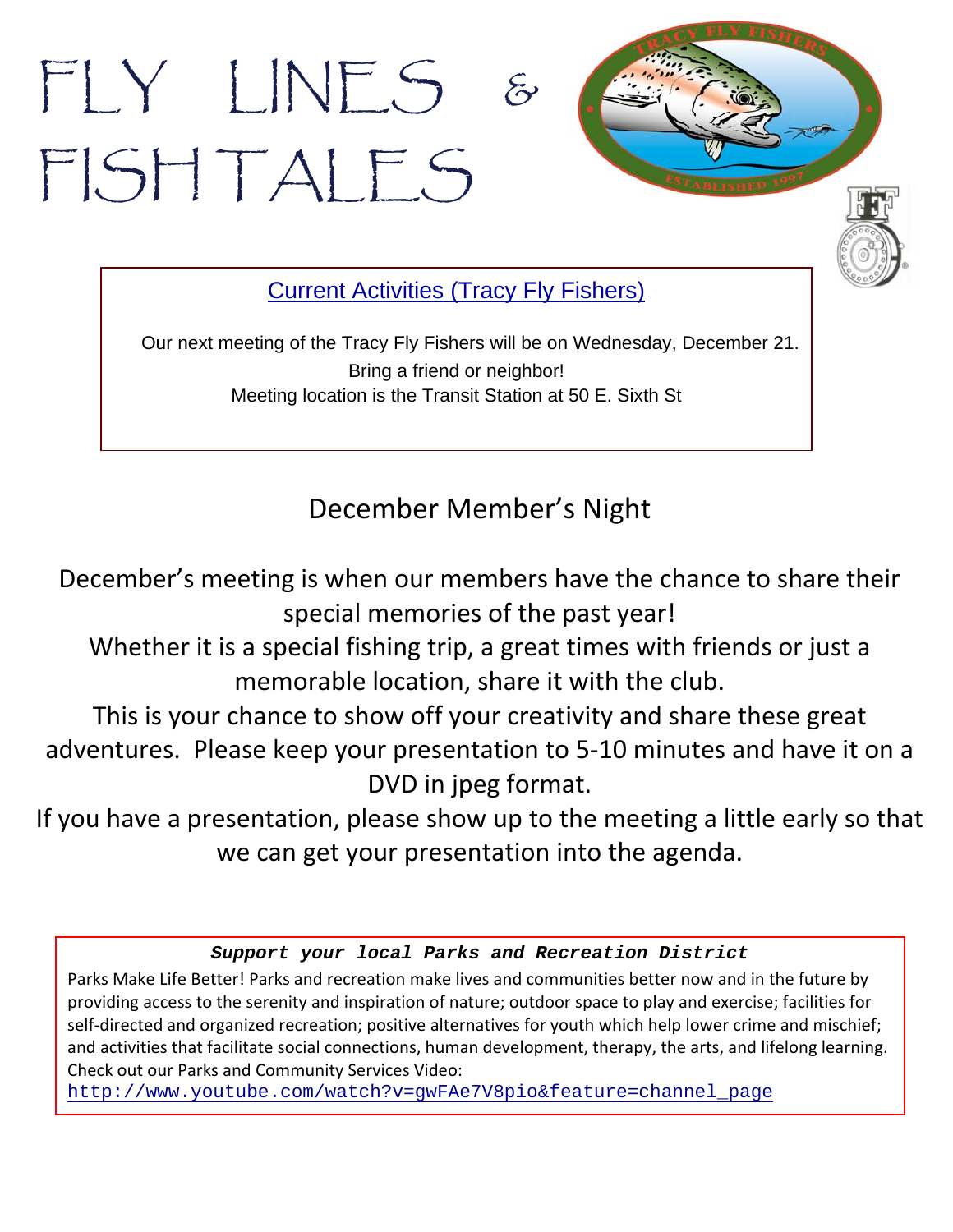# FLY LINES & FISHTALES

## Current Activities (Tracy Fly Fishers)

Our next meeting of the Tracy Fly Fishers will be on Wednesday, December 21.
Bring a friend or neighbor!
Meeting location is the Transit Station at 50 E. Sixth St

## December Member's Night

December's meeting is when our members have the chance to share their special memories of the past year!
Whether it is a special fishing trip, a great times with friends or just a memorable location, share it with the club.
This is your chance to show off your creativity and share these great adventures. Please keep your presentation to 5-10 minutes and have it on a DVD in jpeg format.
If you have a presentation, please show up to the meeting a little early so that we can get your presentation into the agenda.

***Support your local Parks and Recreation District***

Parks Make Life Better! Parks and recreation make lives and communities better now and in the future by providing access to the serenity and inspiration of nature; outdoor space to play and exercise; facilities for self-directed and organized recreation; positive alternatives for youth which help lower crime and mischief; and activities that facilitate social connections, human development, therapy, the arts, and lifelong learning. Check out our Parks and Community Services Video:
http://www.youtube.com/watch?v=gwFAe7V8pio&feature=channel_page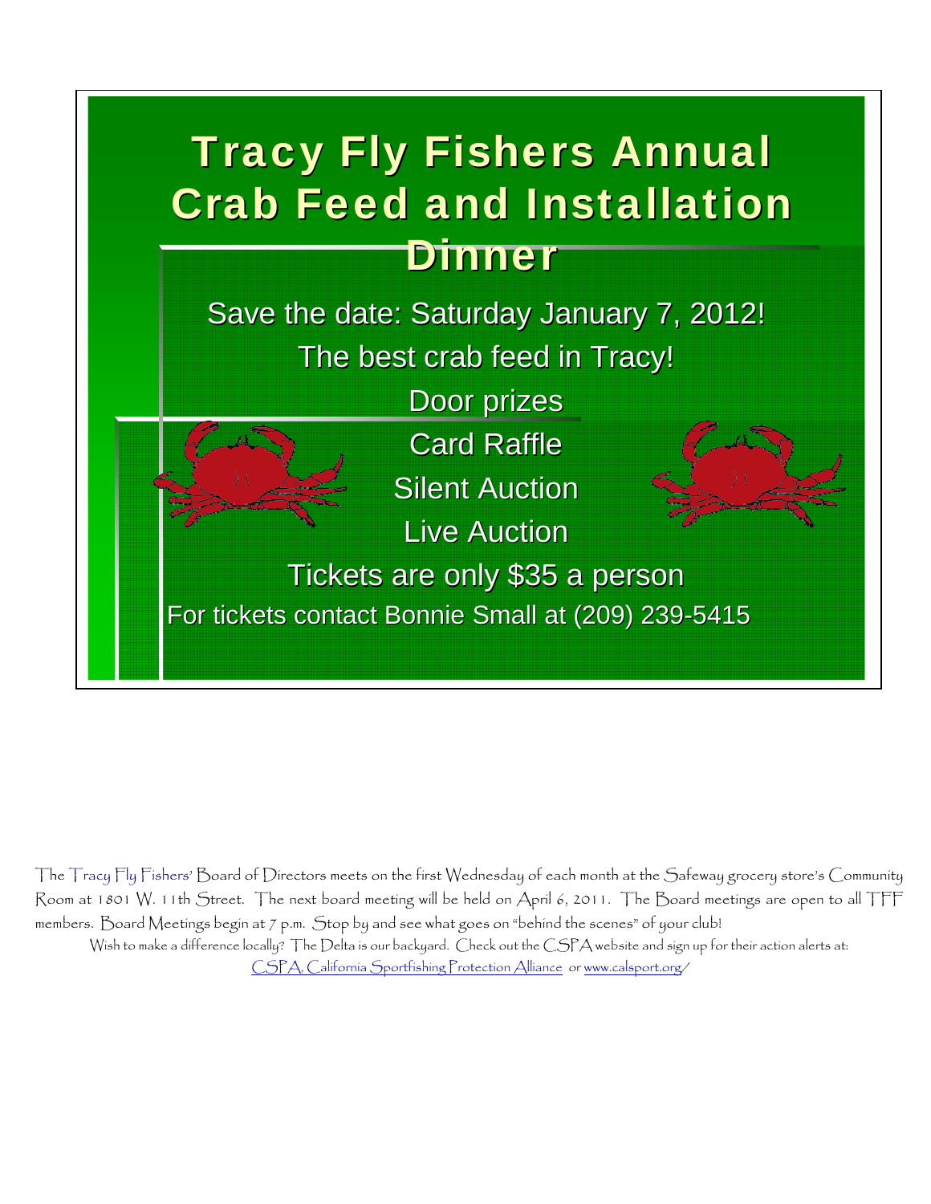# Tracy Fly Fishers Annual Crab Feed and Installation Dinner

Save the date: Saturday January 7, 2012!

The best crab feed in Tracy!

Door prizes

Card Raffle

Silent Auction

Live Auction

Tickets are only $35 a person

For tickets contact Bonnie Small at (209) 239-5415

The Tracy Fly Fishers' Board of Directors meets on the first Wednesday of each month at the Safeway grocery store's Community Room at 1801 W. 11th Street. The next board meeting will be held on April 6, 2011. The Board meetings are open to all TFF members. Board Meetings begin at 7 p.m. Stop by and see what goes on "behind the scenes" of your club!

Wish to make a difference locally? The Delta is our backyard. Check out the CSPA website and sign up for their action alerts at: CSPA, California Sportfishing Protection Alliance or www.calsport.org/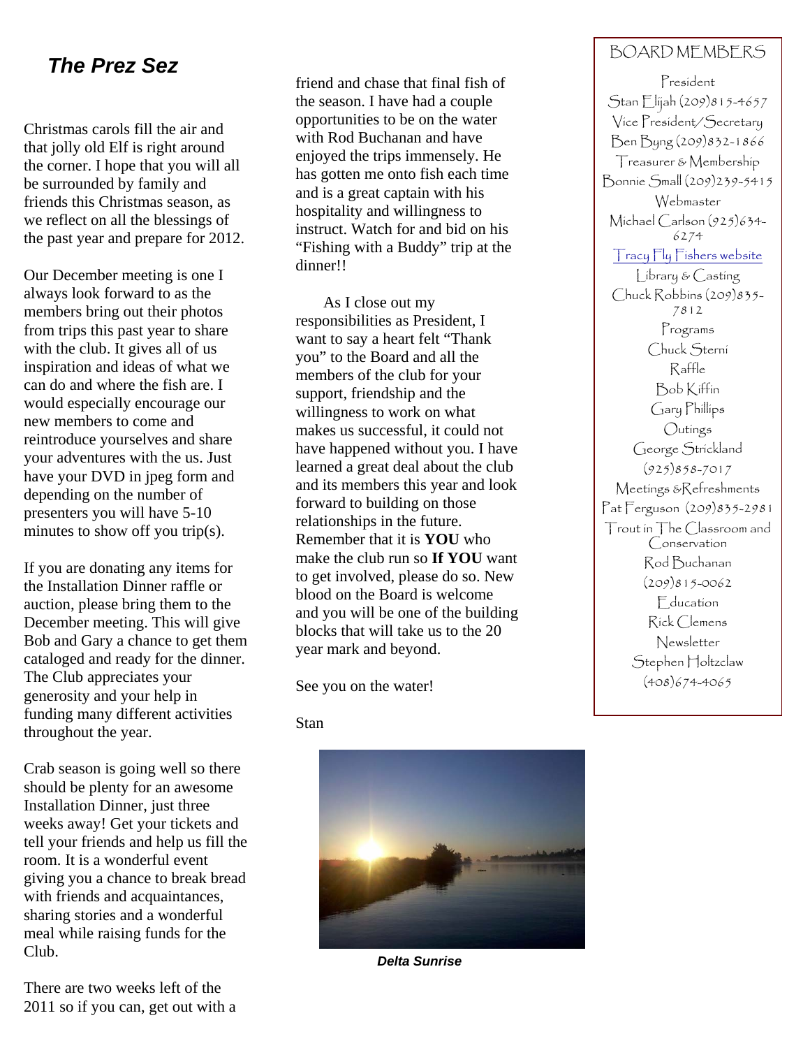## The Prez Sez

Christmas carols fill the air and that jolly old Elf is right around the corner. I hope that you will all be surrounded by family and friends this Christmas season, as we reflect on all the blessings of the past year and prepare for 2012.

Our December meeting is one I always look forward to as the members bring out their photos from trips this past year to share with the club. It gives all of us inspiration and ideas of what we can do and where the fish are. I would especially encourage our new members to come and reintroduce yourselves and share your adventures with the us. Just have your DVD in jpeg form and depending on the number of presenters you will have 5-10 minutes to show off you trip(s).

If you are donating any items for the Installation Dinner raffle or auction, please bring them to the December meeting. This will give Bob and Gary a chance to get them cataloged and ready for the dinner. The Club appreciates your generosity and your help in funding many different activities throughout the year.

Crab season is going well so there should be plenty for an awesome Installation Dinner, just three weeks away! Get your tickets and tell your friends and help us fill the room. It is a wonderful event giving you a chance to break bread with friends and acquaintances, sharing stories and a wonderful meal while raising funds for the Club.

There are two weeks left of the 2011 so if you can, get out with a friend and chase that final fish of the season. I have had a couple opportunities to be on the water with Rod Buchanan and have enjoyed the trips immensely. He has gotten me onto fish each time and is a great captain with his hospitality and willingness to instruct. Watch for and bid on his "Fishing with a Buddy" trip at the dinner!!

As I close out my responsibilities as President, I want to say a heart felt "Thank you" to the Board and all the members of the club for your support, friendship and the willingness to work on what makes us successful, it could not have happened without you. I have learned a great deal about the club and its members this year and look forward to building on those relationships in the future. Remember that it is **YOU** who make the club run so **If YOU** want to get involved, please do so. New blood on the Board is welcome and you will be one of the building blocks that will take us to the 20 year mark and beyond.

See you on the water!

Stan

***Delta Sunrise***

### BOARD MEMBERS

President
Stan Elijah (209)815-4657

Vice President/Secretary
Ben Byng (209)832-1866

Treasurer & Membership
Bonnie Small (209)239-5415

Webmaster
Michael Carlson (925)634-6274

Tracy Fly Fishers website

Library & Casting
Chuck Robbins (209)835-7812

Programs
Chuck Sterni

Raffle
Bob Kiffin
Gary Phillips

Outings
George Strickland
(925)858-7017

Meetings &Refreshments
Pat Ferguson (209)835-2981

Trout in The Classroom and Conservation
Rod Buchanan
(209)815-0062

Education
Rick Clemens

Newsletter
Stephen Holtzclaw
(408)674-4065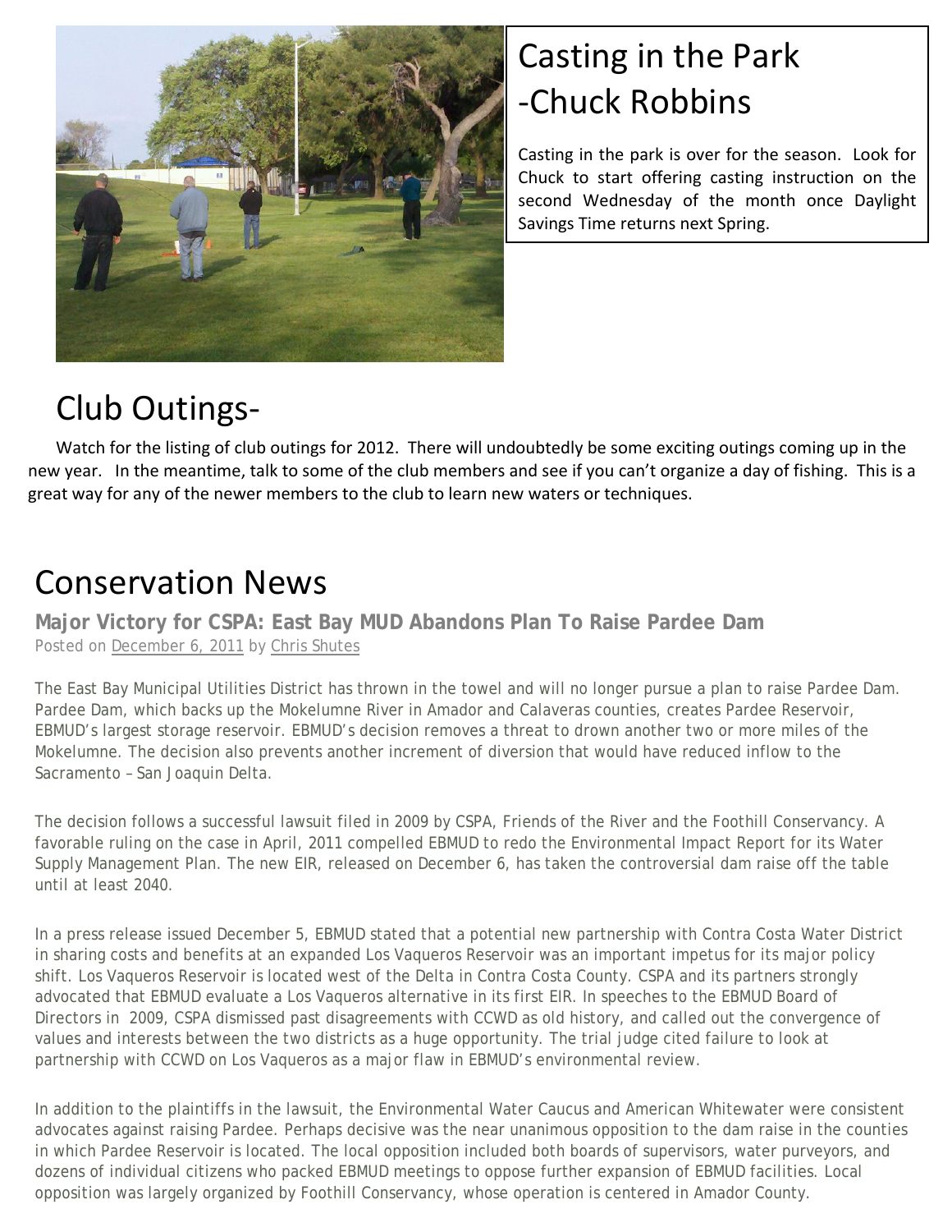# Casting in the Park -Chuck Robbins

Casting in the park is over for the season. Look for Chuck to start offering casting instruction on the second Wednesday of the month once Daylight Savings Time returns next Spring.

# Club Outings-

Watch for the listing of club outings for 2012. There will undoubtedly be some exciting outings coming up in the new year. In the meantime, talk to some of the club members and see if you can't organize a day of fishing. This is a great way for any of the newer members to the club to learn new waters or techniques.

# Conservation News

### Major Victory for CSPA: East Bay MUD Abandons Plan To Raise Pardee Dam

Posted on December 6, 2011 by Chris Shutes

The East Bay Municipal Utilities District has thrown in the towel and will no longer pursue a plan to raise Pardee Dam. Pardee Dam, which backs up the Mokelumne River in Amador and Calaveras counties, creates Pardee Reservoir, EBMUD's largest storage reservoir. EBMUD's decision removes a threat to drown another two or more miles of the Mokelumne. The decision also prevents another increment of diversion that would have reduced inflow to the Sacramento – San Joaquin Delta.

The decision follows a successful lawsuit filed in 2009 by CSPA, Friends of the River and the Foothill Conservancy. A favorable ruling on the case in April, 2011 compelled EBMUD to redo the Environmental Impact Report for its Water Supply Management Plan. The new EIR, released on December 6, has taken the controversial dam raise off the table until at least 2040.

In a press release issued December 5, EBMUD stated that a potential new partnership with Contra Costa Water District in sharing costs and benefits at an expanded Los Vaqueros Reservoir was an important impetus for its major policy shift. Los Vaqueros Reservoir is located west of the Delta in Contra Costa County. CSPA and its partners strongly advocated that EBMUD evaluate a Los Vaqueros alternative in its first EIR. In speeches to the EBMUD Board of Directors in 2009, CSPA dismissed past disagreements with CCWD as old history, and called out the convergence of values and interests between the two districts as a huge opportunity. The trial judge cited failure to look at partnership with CCWD on Los Vaqueros as a major flaw in EBMUD's environmental review.

In addition to the plaintiffs in the lawsuit, the Environmental Water Caucus and American Whitewater were consistent advocates against raising Pardee. Perhaps decisive was the near unanimous opposition to the dam raise in the counties in which Pardee Reservoir is located. The local opposition included both boards of supervisors, water purveyors, and dozens of individual citizens who packed EBMUD meetings to oppose further expansion of EBMUD facilities. Local opposition was largely organized by Foothill Conservancy, whose operation is centered in Amador County.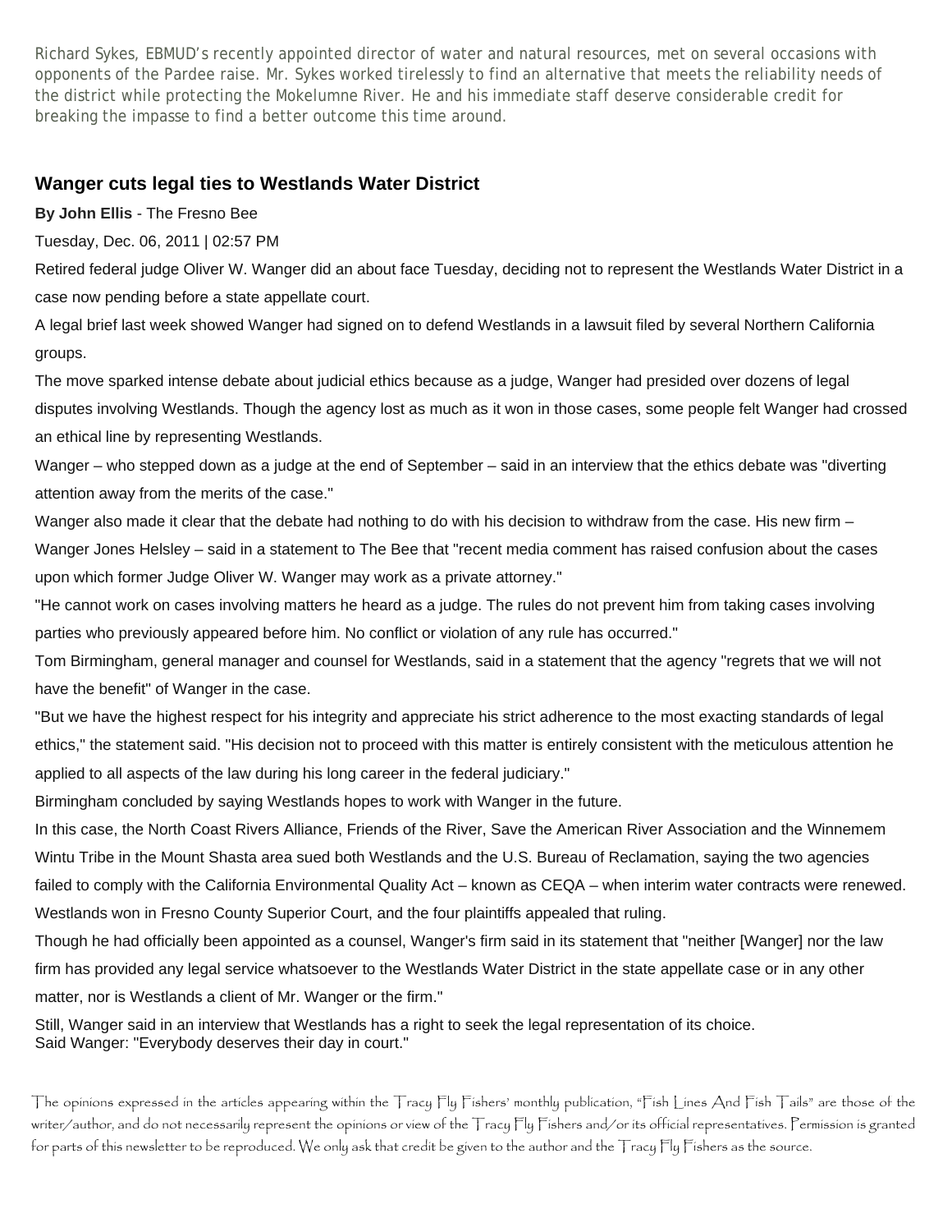Richard Sykes, EBMUD's recently appointed director of water and natural resources, met on several occasions with opponents of the Pardee raise. Mr. Sykes worked tirelessly to find an alternative that meets the reliability needs of the district while protecting the Mokelumne River. He and his immediate staff deserve considerable credit for breaking the impasse to find a better outcome this time around.

## Wanger cuts legal ties to Westlands Water District

**By John Ellis** - The Fresno Bee

Tuesday, Dec. 06, 2011 | 02:57 PM

Retired federal judge Oliver W. Wanger did an about face Tuesday, deciding not to represent the Westlands Water District in a case now pending before a state appellate court.

A legal brief last week showed Wanger had signed on to defend Westlands in a lawsuit filed by several Northern California groups.

The move sparked intense debate about judicial ethics because as a judge, Wanger had presided over dozens of legal disputes involving Westlands. Though the agency lost as much as it won in those cases, some people felt Wanger had crossed an ethical line by representing Westlands.

Wanger – who stepped down as a judge at the end of September – said in an interview that the ethics debate was "diverting attention away from the merits of the case."

Wanger also made it clear that the debate had nothing to do with his decision to withdraw from the case. His new firm – Wanger Jones Helsley – said in a statement to The Bee that "recent media comment has raised confusion about the cases upon which former Judge Oliver W. Wanger may work as a private attorney."

"He cannot work on cases involving matters he heard as a judge. The rules do not prevent him from taking cases involving parties who previously appeared before him. No conflict or violation of any rule has occurred."

Tom Birmingham, general manager and counsel for Westlands, said in a statement that the agency "regrets that we will not have the benefit" of Wanger in the case.

"But we have the highest respect for his integrity and appreciate his strict adherence to the most exacting standards of legal ethics," the statement said. "His decision not to proceed with this matter is entirely consistent with the meticulous attention he applied to all aspects of the law during his long career in the federal judiciary."

Birmingham concluded by saying Westlands hopes to work with Wanger in the future.

In this case, the North Coast Rivers Alliance, Friends of the River, Save the American River Association and the Winnemem Wintu Tribe in the Mount Shasta area sued both Westlands and the U.S. Bureau of Reclamation, saying the two agencies failed to comply with the California Environmental Quality Act – known as CEQA – when interim water contracts were renewed. Westlands won in Fresno County Superior Court, and the four plaintiffs appealed that ruling.

Though he had officially been appointed as a counsel, Wanger's firm said in its statement that "neither [Wanger] nor the law firm has provided any legal service whatsoever to the Westlands Water District in the state appellate case or in any other matter, nor is Westlands a client of Mr. Wanger or the firm."

Still, Wanger said in an interview that Westlands has a right to seek the legal representation of its choice.

Said Wanger: "Everybody deserves their day in court."

The opinions expressed in the articles appearing within the Tracy Fly Fishers' monthly publication, "Fish Lines And Fish Tails" are those of the writer/author, and do not necessarily represent the opinions or view of the Tracy Fly Fishers and/or its official representatives. Permission is granted for parts of this newsletter to be reproduced. We only ask that credit be given to the author and the Tracy Fly Fishers as the source.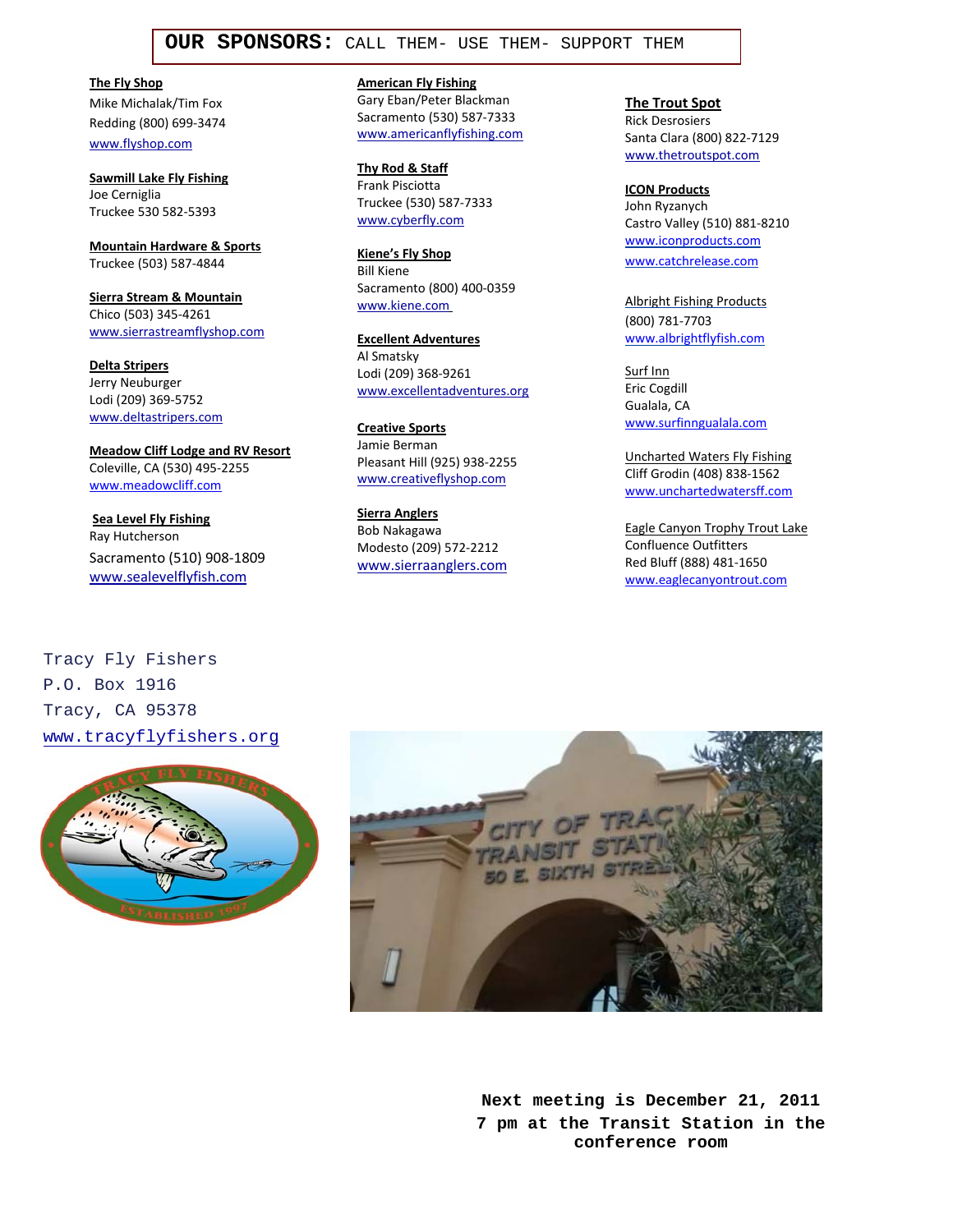# OUR SPONSORS: CALL THEM- USE THEM- SUPPORT THEM

**The Fly Shop**
Mike Michalak/Tim Fox
Redding (800) 699-3474
www.flyshop.com

**Sawmill Lake Fly Fishing**
Joe Cerniglia
Truckee 530 582-5393

**Mountain Hardware & Sports**
Truckee (503) 587-4844

**Sierra Stream & Mountain**
Chico (503) 345-4261
www.sierrastreamflyshop.com

**Delta Stripers**
Jerry Neuburger
Lodi (209) 369-5752
www.deltastripers.com

**Meadow Cliff Lodge and RV Resort**
Coleville, CA (530) 495-2255
www.meadowcliff.com

**Sea Level Fly Fishing**
Ray Hutcherson
Sacramento (510) 908-1809
www.sealevelflyfish.com

**American Fly Fishing**
Gary Eban/Peter Blackman
Sacramento (530) 587-7333
www.americanflyfishing.com

**Thy Rod & Staff**
Frank Pisciotta
Truckee (530) 587-7333
www.cyberfly.com

**Kiene's Fly Shop**
Bill Kiene
Sacramento (800) 400-0359
www.kiene.com

**Excellent Adventures**
Al Smatsky
Lodi (209) 368-9261
www.excellentadventures.org

**Creative Sports**
Jamie Berman
Pleasant Hill (925) 938-2255
www.creativeflyshop.com

**Sierra Anglers**
Bob Nakagawa
Modesto (209) 572-2212
www.sierraanglers.com

**The Trout Spot**
Rick Desrosiers
Santa Clara (800) 822-7129
www.thetroutspot.com

**ICON Products**
John Ryzanych
Castro Valley (510) 881-8210
www.iconproducts.com
www.catchrelease.com

Albright Fishing Products
(800) 781-7703
www.albrightflyfish.com

Surf Inn
Eric Cogdill
Gualala, CA
www.surfinngualala.com

Uncharted Waters Fly Fishing
Cliff Grodin (408) 838-1562
www.unchartedwatersff.com

Eagle Canyon Trophy Trout Lake
Confluence Outfitters
Red Bluff (888) 481-1650
www.eaglecanyontrout.com

Tracy Fly Fishers
P.O. Box 1916
Tracy, CA 95378
www.tracyflyfishers.org

**Next meeting is December 21, 2011**
**7 pm at the Transit Station in the conference room**